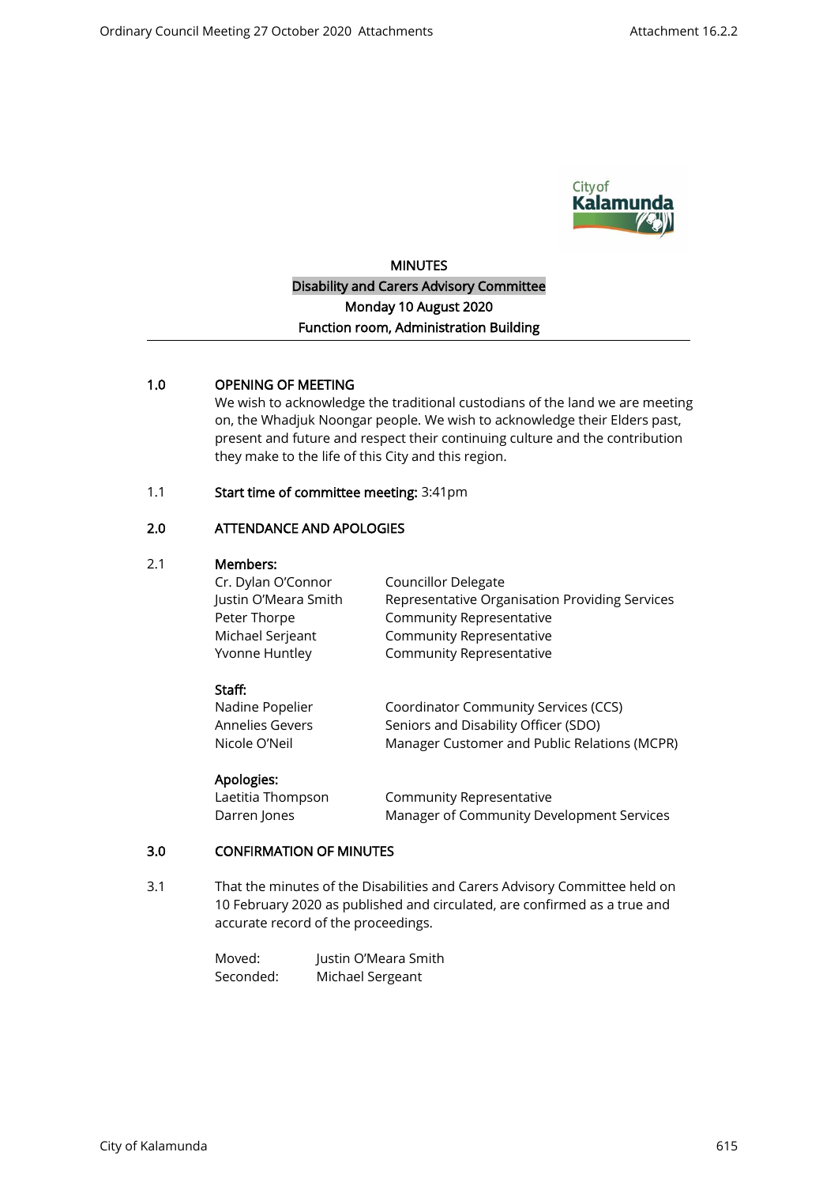# MINUTES

## Disability and Carers Advisory Committee

**Monday 10 August 2020**

**Function room, Administration Building**

---

**1.0 OPENING OF MEETING**

We wish to acknowledge the traditional custodians of the land we are meeting on, the Whadjuk Noongar people. We wish to acknowledge their Elders past, present and future and respect their continuing culture and the contribution they make to the life of this City and this region.

1.1 **Start time of committee meeting:** 3:41pm

**2.0 ATTENDANCE AND APOLOGIES**

2.1 **Members:**

| | |
|---|---|
| Cr. Dylan O'Connor | Councillor Delegate |
| Justin O'Meara Smith | Representative Organisation Providing Services |
| Peter Thorpe | Community Representative |
| Michael Serjeant | Community Representative |
| Yvonne Huntley | Community Representative |

**Staff:**

| | |
|---|---|
| Nadine Popelier | Coordinator Community Services (CCS) |
| Annelies Gevers | Seniors and Disability Officer (SDO) |
| Nicole O'Neil | Manager Customer and Public Relations (MCPR) |

**Apologies:**

| | |
|---|---|
| Laetitia Thompson | Community Representative |
| Darren Jones | Manager of Community Development Services |

**3.0 CONFIRMATION OF MINUTES**

3.1 That the minutes of the Disabilities and Carers Advisory Committee held on 10 February 2020 as published and circulated, are confirmed as a true and accurate record of the proceedings.

Moved: Justin O'Meara Smith

Seconded: Michael Sergeant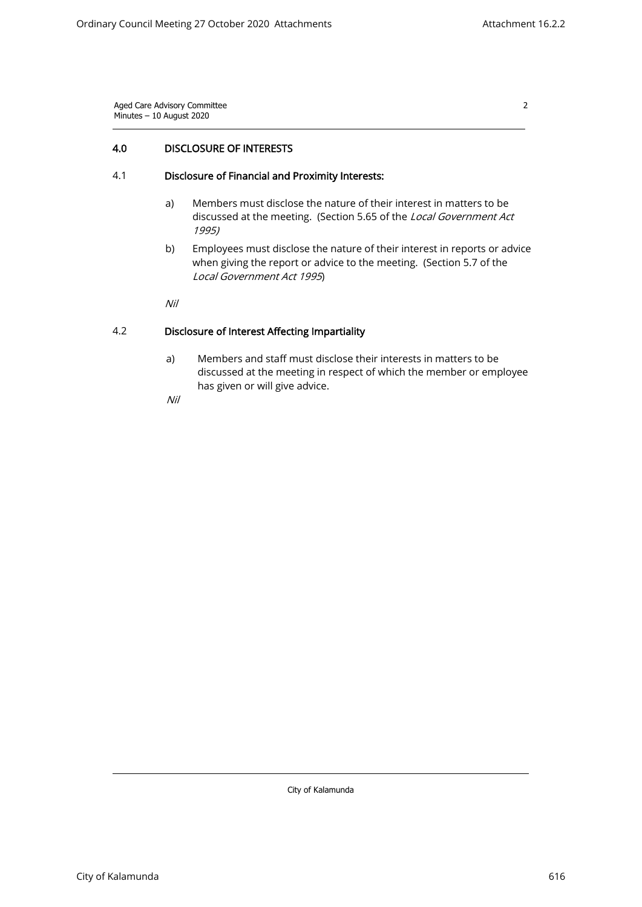## 4.0 DISCLOSURE OF INTERESTS

### 4.1 Disclosure of Financial and Proximity Interests:

a) Members must disclose the nature of their interest in matters to be discussed at the meeting. (Section 5.65 of the *Local Government Act 1995)*

b) Employees must disclose the nature of their interest in reports or advice when giving the report or advice to the meeting. (Section 5.7 of the *Local Government Act 1995*)

*Nil*

### 4.2 Disclosure of Interest Affecting Impartiality

a) Members and staff must disclose their interests in matters to be discussed at the meeting in respect of which the member or employee has given or will give advice.

*Nil*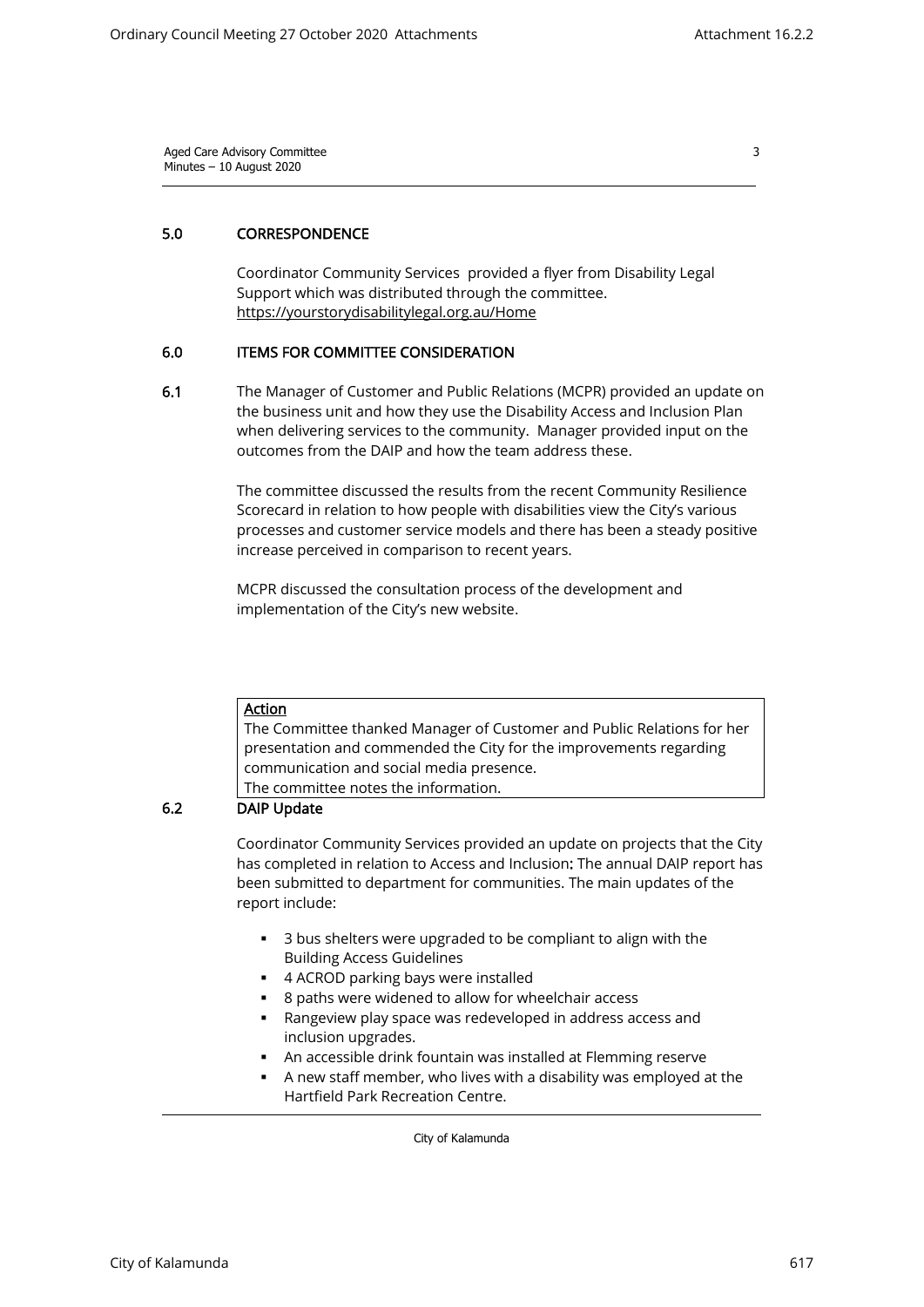## 5.0 CORRESPONDENCE

Coordinator Community Services provided a flyer from Disability Legal Support which was distributed through the committee. https://yourstorydisabilitylegal.org.au/Home

## 6.0 ITEMS FOR COMMITTEE CONSIDERATION

**6.1** The Manager of Customer and Public Relations (MCPR) provided an update on the business unit and how they use the Disability Access and Inclusion Plan when delivering services to the community. Manager provided input on the outcomes from the DAIP and how the team address these.

The committee discussed the results from the recent Community Resilience Scorecard in relation to how people with disabilities view the City's various processes and customer service models and there has been a steady positive increase perceived in comparison to recent years.

MCPR discussed the consultation process of the development and implementation of the City's new website.

**Action**

The Committee thanked Manager of Customer and Public Relations for her presentation and commended the City for the improvements regarding communication and social media presence.
The committee notes the information.

**6.2 DAIP Update**

Coordinator Community Services provided an update on projects that the City has completed in relation to Access and Inclusion**:** The annual DAIP report has been submitted to department for communities. The main updates of the report include:

- 3 bus shelters were upgraded to be compliant to align with the Building Access Guidelines
- 4 ACROD parking bays were installed
- 8 paths were widened to allow for wheelchair access
- Rangeview play space was redeveloped in address access and inclusion upgrades.
- An accessible drink fountain was installed at Flemming reserve
- A new staff member, who lives with a disability was employed at the Hartfield Park Recreation Centre.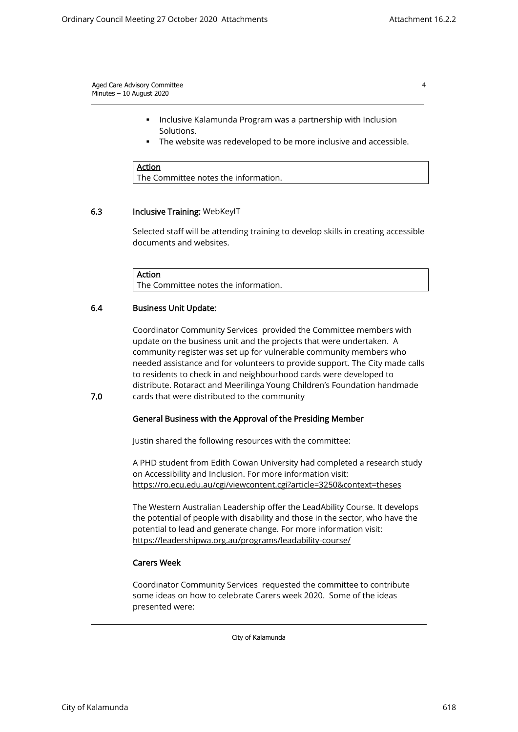- Inclusive Kalamunda Program was a partnership with Inclusion Solutions.
- The website was redeveloped to be more inclusive and accessible.

| **Action** |
| --- |
| The Committee notes the information. |

### 6.3 Inclusive Training: WebKeyIT

Selected staff will be attending training to develop skills in creating accessible documents and websites.

| **Action** |
| --- |
| The Committee notes the information. |

### 6.4 Business Unit Update:

Coordinator Community Services provided the Committee members with update on the business unit and the projects that were undertaken. A community register was set up for vulnerable community members who needed assistance and for volunteers to provide support. The City made calls to residents to check in and neighbourhood cards were developed to distribute. Rotaract and Meerilinga Young Children's Foundation handmade cards that were distributed to the community

## 7.0 General Business with the Approval of the Presiding Member

Justin shared the following resources with the committee:

A PHD student from Edith Cowan University had completed a research study on Accessibility and Inclusion. For more information visit: https://ro.ecu.edu.au/cgi/viewcontent.cgi?article=3250&context=theses

The Western Australian Leadership offer the LeadAbility Course. It develops the potential of people with disability and those in the sector, who have the potential to lead and generate change. For more information visit: https://leadershipwa.org.au/programs/leadability-course/

### Carers Week

Coordinator Community Services requested the committee to contribute some ideas on how to celebrate Carers week 2020. Some of the ideas presented were: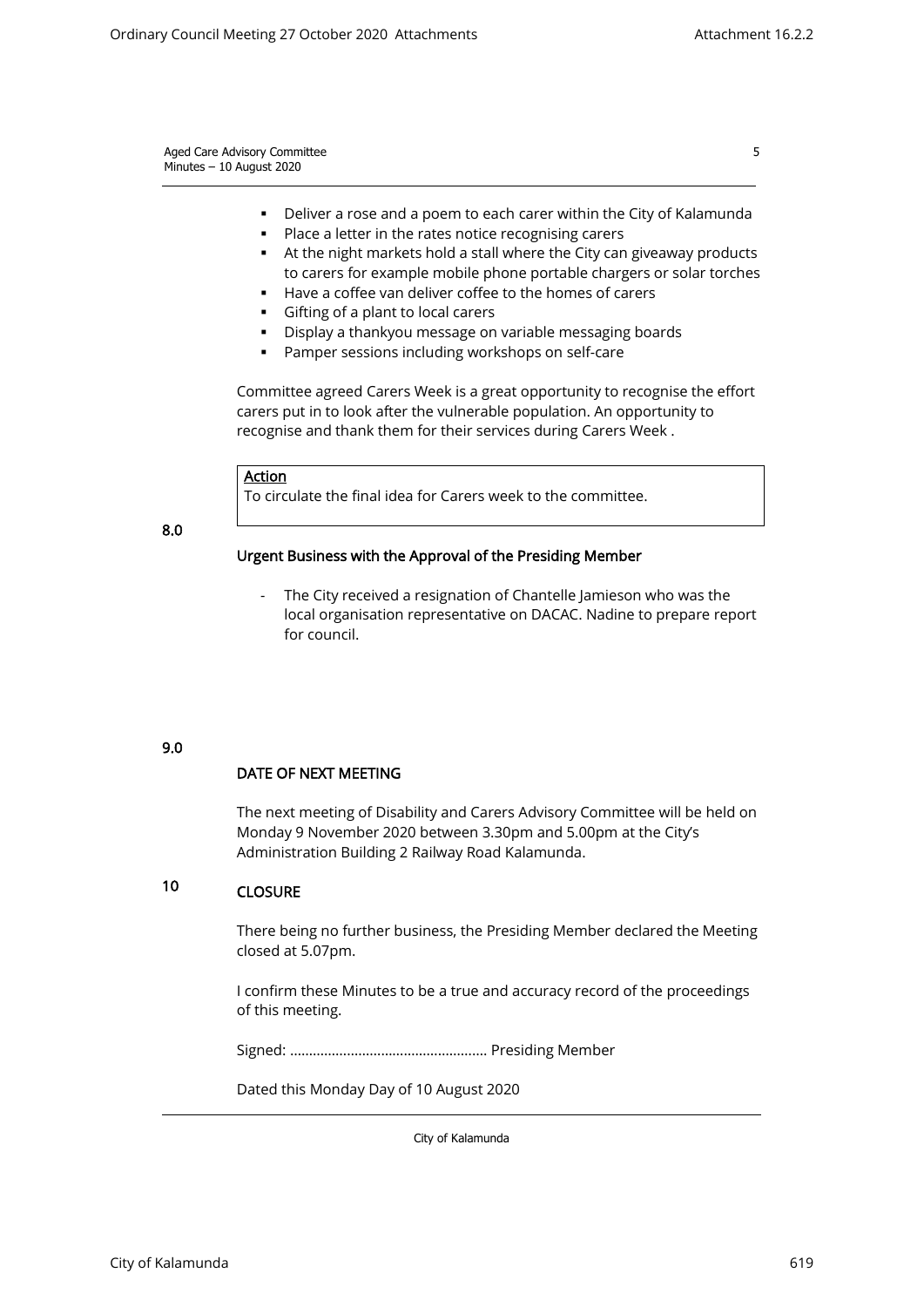- Deliver a rose and a poem to each carer within the City of Kalamunda
- Place a letter in the rates notice recognising carers
- At the night markets hold a stall where the City can giveaway products to carers for example mobile phone portable chargers or solar torches
- Have a coffee van deliver coffee to the homes of carers
- Gifting of a plant to local carers
- Display a thankyou message on variable messaging boards
- Pamper sessions including workshops on self-care

Committee agreed Carers Week is a great opportunity to recognise the effort carers put in to look after the vulnerable population. An opportunity to recognise and thank them for their services during Carers Week .

| **Action** |
| --- |
| To circulate the final idea for Carers week to the committee. |

## 8.0 Urgent Business with the Approval of the Presiding Member

- The City received a resignation of Chantelle Jamieson who was the local organisation representative on DACAC. Nadine to prepare report for council.

## 9.0 DATE OF NEXT MEETING

The next meeting of Disability and Carers Advisory Committee will be held on Monday 9 November 2020 between 3.30pm and 5.00pm at the City's Administration Building 2 Railway Road Kalamunda.

## 10 CLOSURE

There being no further business, the Presiding Member declared the Meeting closed at 5.07pm.

I confirm these Minutes to be a true and accuracy record of the proceedings of this meeting.

Signed: ................................................... Presiding Member

Dated this Monday Day of 10 August 2020